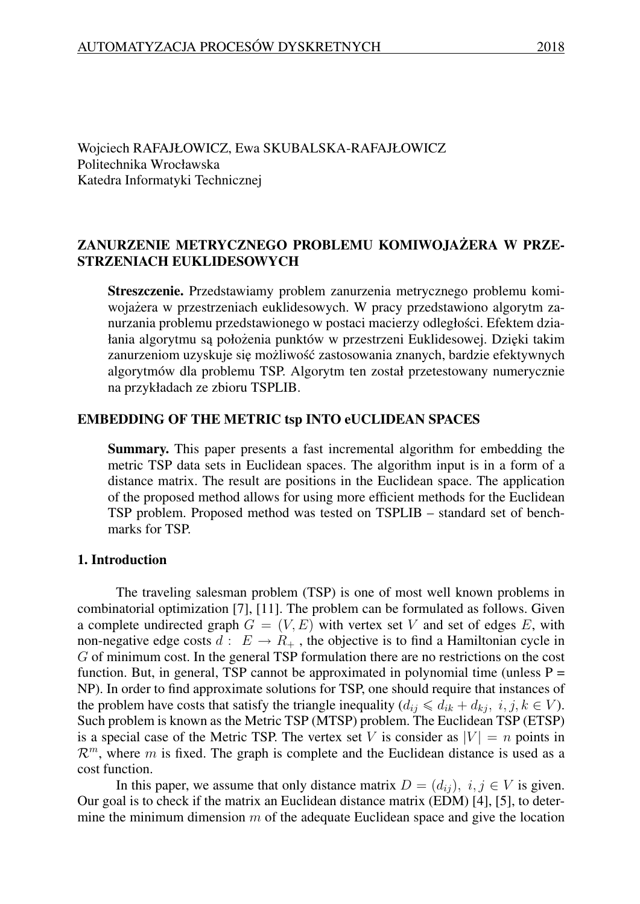Wojciech RAFAJŁOWICZ, Ewa SKUBALSKA-RAFAJŁOWICZ
Politechnika Wrocławska
Katedra Informatyki Technicznej

## ZANURZENIE METRYCZNEGO PROBLEMU KOMIWOJAŻERA W PRZESTRZENIACH EUKLIDESOWYCH

**Streszczenie.** Przedstawiamy problem zanurzenia metrycznego problemu komiwojażera w przestrzeniach euklidesowych. W pracy przedstawiono algorytm zanurzania problemu przedstawionego w postaci macierzy odległości. Efektem działania algorytmu są położenia punktów w przestrzeni Euklidesowej. Dzięki takim zanurzeniom uzyskuje się możliwość zastosowania znanych, bardzie efektywnych algorytmów dla problemu TSP. Algorytm ten został przetestowany numerycznie na przykładach ze zbioru TSPLIB.

## EMBEDDING OF THE METRIC tsp INTO eUCLIDEAN SPACES

**Summary.** This paper presents a fast incremental algorithm for embedding the metric TSP data sets in Euclidean spaces. The algorithm input is in a form of a distance matrix. The result are positions in the Euclidean space. The application of the proposed method allows for using more efficient methods for the Euclidean TSP problem. Proposed method was tested on TSPLIB – standard set of benchmarks for TSP.

### 1. Introduction

The traveling salesman problem (TSP) is one of most well known problems in combinatorial optimization [7], [11]. The problem can be formulated as follows. Given a complete undirected graph $G = (V, E)$ with vertex set $V$ and set of edges $E$, with non-negative edge costs $d : \; E \to R_+$ , the objective is to find a Hamiltonian cycle in $G$ of minimum cost. In the general TSP formulation there are no restrictions on the cost function. But, in general, TSP cannot be approximated in polynomial time (unless P = NP). In order to find approximate solutions for TSP, one should require that instances of the problem have costs that satisfy the triangle inequality ($d_{ij} \leqslant d_{ik} + d_{kj}, \; i, j, k \in V$). Such problem is known as the Metric TSP (MTSP) problem. The Euclidean TSP (ETSP) is a special case of the Metric TSP. The vertex set $V$ is consider as $|V| = n$ points in $\mathcal{R}^m$, where $m$ is fixed. The graph is complete and the Euclidean distance is used as a cost function.

In this paper, we assume that only distance matrix $D = (d_{ij}), \; i, j \in V$ is given. Our goal is to check if the matrix an Euclidean distance matrix (EDM) [4], [5], to determine the minimum dimension $m$ of the adequate Euclidean space and give the location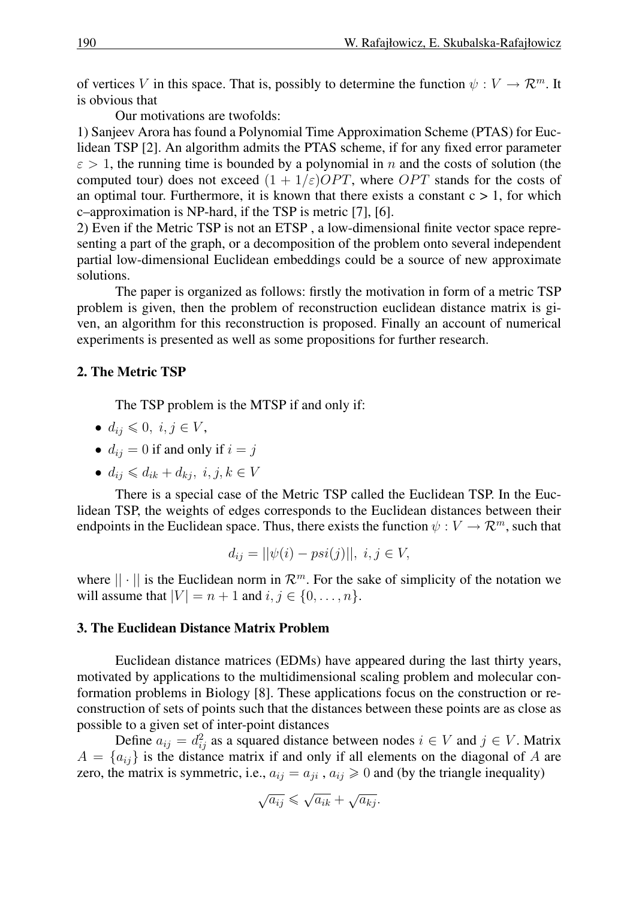of vertices $V$ in this space. That is, possibly to determine the function $\psi : V \rightarrow \mathcal{R}^m$. It is obvious that

Our motivations are twofolds:

1) Sanjeev Arora has found a Polynomial Time Approximation Scheme (PTAS) for Euclidean TSP [2]. An algorithm admits the PTAS scheme, if for any fixed error parameter $\varepsilon > 1$, the running time is bounded by a polynomial in $n$ and the costs of solution (the computed tour) does not exceed $(1 + 1/\varepsilon)OPT$, where $OPT$ stands for the costs of an optimal tour. Furthermore, it is known that there exists a constant c > 1, for which c–approximation is NP-hard, if the TSP is metric [7], [6].

2) Even if the Metric TSP is not an ETSP , a low-dimensional finite vector space representing a part of the graph, or a decomposition of the problem onto several independent partial low-dimensional Euclidean embeddings could be a source of new approximate solutions.

The paper is organized as follows: firstly the motivation in form of a metric TSP problem is given, then the problem of reconstruction euclidean distance matrix is given, an algorithm for this reconstruction is proposed. Finally an account of numerical experiments is presented as well as some propositions for further research.

## 2. The Metric TSP

The TSP problem is the MTSP if and only if:

- $d_{ij} \leqslant 0, \; i, j \in V$,
- $d_{ij} = 0$ if and only if $i = j$
- $d_{ij} \leqslant d_{ik} + d_{kj}, \; i, j, k \in V$

There is a special case of the Metric TSP called the Euclidean TSP. In the Euclidean TSP, the weights of edges corresponds to the Euclidean distances between their endpoints in the Euclidean space. Thus, there exists the function $\psi : V \rightarrow \mathcal{R}^m$, such that

$$d_{ij} = ||\psi(i) - psi(j)||, \; i, j \in V,$$

where $|| \cdot ||$ is the Euclidean norm in $\mathcal{R}^m$. For the sake of simplicity of the notation we will assume that $|V| = n + 1$ and $i, j \in \{0, \ldots, n\}$.

## 3. The Euclidean Distance Matrix Problem

Euclidean distance matrices (EDMs) have appeared during the last thirty years, motivated by applications to the multidimensional scaling problem and molecular conformation problems in Biology [8]. These applications focus on the construction or reconstruction of sets of points such that the distances between these points are as close as possible to a given set of inter-point distances

Define $a_{ij} = d_{ij}^2$ as a squared distance between nodes $i \in V$ and $j \in V$. Matrix $A = \{a_{ij}\}$ is the distance matrix if and only if all elements on the diagonal of $A$ are zero, the matrix is symmetric, i.e., $a_{ij} = a_{ji}$ , $a_{ij} \geqslant 0$ and (by the triangle inequality)

$$\sqrt{a_{ij}} \leqslant \sqrt{a_{ik}} + \sqrt{a_{kj}}.$$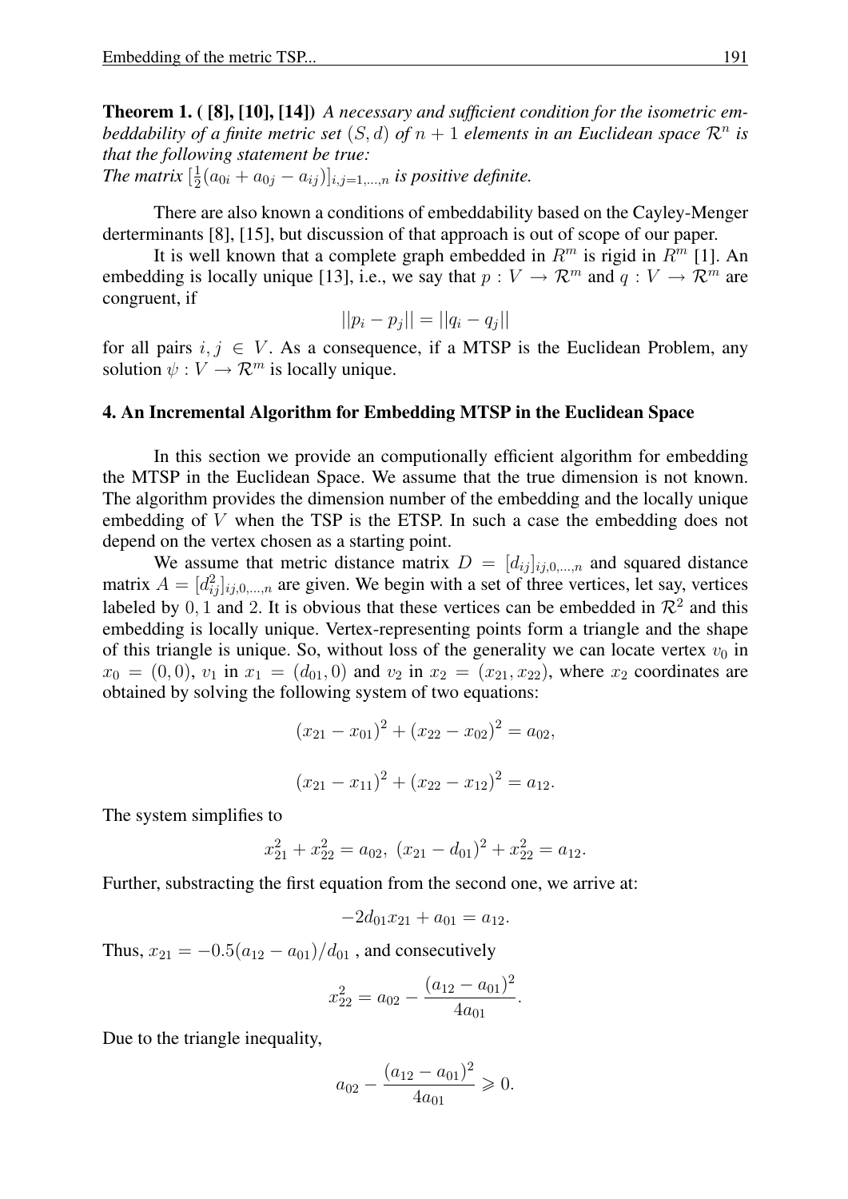**Theorem 1. ( [8], [10], [14])** *A necessary and sufficient condition for the isometric embeddability of a finite metric set $(S, d)$ of $n+1$ elements in an Euclidean space $\mathcal{R}^n$ is that the following statement be true:*
*The matrix $[\frac{1}{2}(a_{0i} + a_{0j} - a_{ij})]_{i,j=1,\ldots,n}$ is positive definite.*

There are also known a conditions of embeddability based on the Cayley-Menger derterminants [8], [15], but discussion of that approach is out of scope of our paper.

It is well known that a complete graph embedded in $R^m$ is rigid in $R^m$ [1]. An embedding is locally unique [13], i.e., we say that $p : V \to \mathcal{R}^m$ and $q : V \to \mathcal{R}^m$ are congruent, if

$$||p_i - p_j|| = ||q_i - q_j||$$

for all pairs $i, j \in V$. As a consequence, if a MTSP is the Euclidean Problem, any solution $\psi : V \to \mathcal{R}^m$ is locally unique.

## 4. An Incremental Algorithm for Embedding MTSP in the Euclidean Space

In this section we provide an computionally efficient algorithm for embedding the MTSP in the Euclidean Space. We assume that the true dimension is not known. The algorithm provides the dimension number of the embedding and the locally unique embedding of $V$ when the TSP is the ETSP. In such a case the embedding does not depend on the vertex chosen as a starting point.

We assume that metric distance matrix $D = [d_{ij}]_{ij,0,\ldots,n}$ and squared distance matrix $A = [d^2_{ij}]_{ij,0,\ldots,n}$ are given. We begin with a set of three vertices, let say, vertices labeled by $0, 1$ and $2$. It is obvious that these vertices can be embedded in $\mathcal{R}^2$ and this embedding is locally unique. Vertex-representing points form a triangle and the shape of this triangle is unique. So, without loss of the generality we can locate vertex $v_0$ in $x_0 = (0, 0)$, $v_1$ in $x_1 = (d_{01}, 0)$ and $v_2$ in $x_2 = (x_{21}, x_{22})$, where $x_2$ coordinates are obtained by solving the following system of two equations:

$$(x_{21} - x_{01})^2 + (x_{22} - x_{02})^2 = a_{02},$$

$$(x_{21} - x_{11})^2 + (x_{22} - x_{12})^2 = a_{12}.$$

The system simplifies to

$$x^2_{21} + x^2_{22} = a_{02}, \; (x_{21} - d_{01})^2 + x^2_{22} = a_{12}.$$

Further, substracting the first equation from the second one, we arrive at:

$$-2d_{01}x_{21} + a_{01} = a_{12}.$$

Thus, $x_{21} = -0.5(a_{12} - a_{01})/d_{01}$ , and consecutively

$$x^2_{22} = a_{02} - \frac{(a_{12} - a_{01})^2}{4a_{01}}.$$

Due to the triangle inequality,

$$a_{02} - \frac{(a_{12} - a_{01})^2}{4a_{01}} \geqslant 0.$$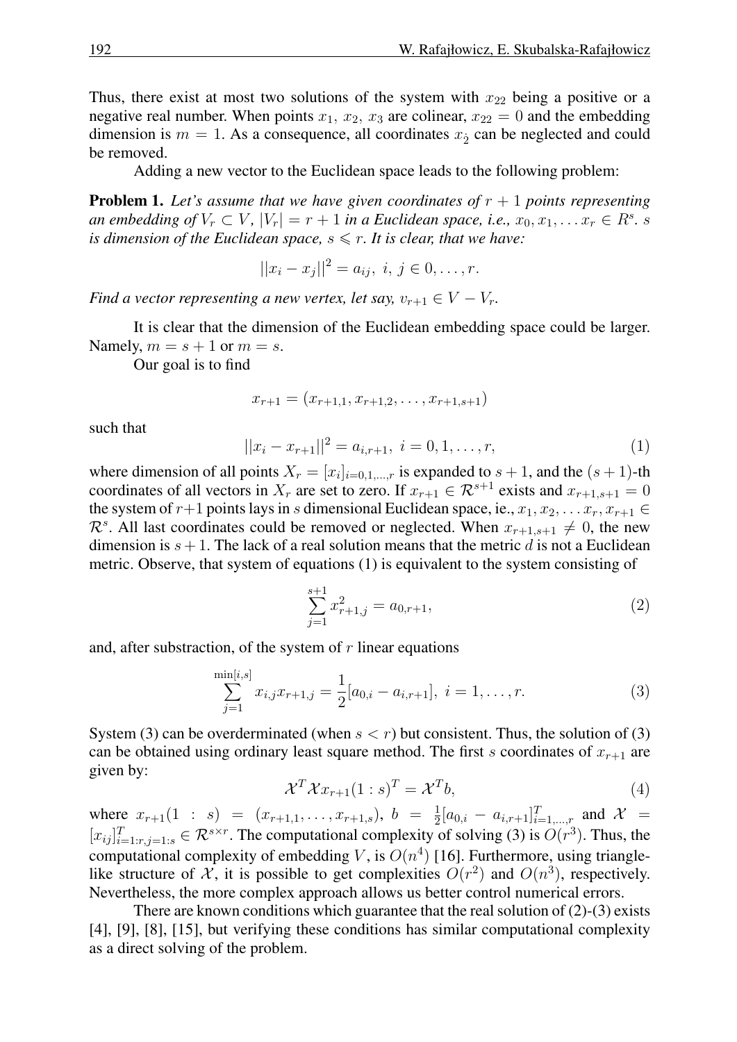Thus, there exist at most two solutions of the system with $x_{22}$ being a positive or a negative real number. When points $x_1$, $x_2$, $x_3$ are colinear, $x_{22} = 0$ and the embedding dimension is $m = 1$. As a consequence, all coordinates $x_{\dot{2}}$ can be neglected and could be removed.

Adding a new vector to the Euclidean space leads to the following problem:

**Problem 1.** *Let's assume that we have given coordinates of $r+1$ points representing an embedding of $V_r \subset V$, $|V_r| = r+1$ in a Euclidean space, i.e., $x_0, x_1, \ldots x_r \in R^s$. $s$ is dimension of the Euclidean space, $s \leqslant r$. It is clear, that we have:*

$$||x_i - x_j||^2 = a_{ij},\ i,\ j \in 0, \ldots, r.$$

*Find a vector representing a new vertex, let say, $v_{r+1} \in V - V_r$.*

It is clear that the dimension of the Euclidean embedding space could be larger. Namely, $m = s+1$ or $m = s$.

Our goal is to find

$$x_{r+1} = (x_{r+1,1}, x_{r+1,2}, \ldots, x_{r+1,s+1})$$

such that

$$||x_i - x_{r+1}||^2 = a_{i,r+1},\ i = 0, 1, \ldots, r, \tag{1}$$

where dimension of all points $X_r = [x_i]_{i=0,1,\ldots,r}$ is expanded to $s+1$, and the $(s+1)$-th coordinates of all vectors in $X_r$ are set to zero. If $x_{r+1} \in \mathcal{R}^{s+1}$ exists and $x_{r+1,s+1} = 0$ the system of $r+1$ points lays in $s$ dimensional Euclidean space, ie., $x_1, x_2, \ldots x_r, x_{r+1} \in \mathcal{R}^s$. All last coordinates could be removed or neglected. When $x_{r+1,s+1} \neq 0$, the new dimension is $s+1$. The lack of a real solution means that the metric $d$ is not a Euclidean metric. Observe, that system of equations (1) is equivalent to the system consisting of

$$\sum_{j=1}^{s+1} x_{r+1,j}^2 = a_{0,r+1}, \tag{2}$$

and, after substraction, of the system of $r$ linear equations

$$\sum_{j=1}^{\min[i,s]} x_{i,j} x_{r+1,j} = \frac{1}{2}[a_{0,i} - a_{i,r+1}],\ i = 1, \ldots, r. \tag{3}$$

System (3) can be overderminated (when $s < r$) but consistent. Thus, the solution of (3) can be obtained using ordinary least square method. The first $s$ coordinates of $x_{r+1}$ are given by:

$$\mathcal{X}^T \mathcal{X} x_{r+1}(1:s)^T = \mathcal{X}^T b, \tag{4}$$

where $x_{r+1}(1:s) = (x_{r+1,1}, \ldots, x_{r+1,s})$, $b = \frac{1}{2}[a_{0,i} - a_{i,r+1}]^T_{i=1,\ldots,r}$ and $\mathcal{X} = [x_{ij}]^T_{i=1:r,j=1:s} \in \mathcal{R}^{s \times r}$. The computational complexity of solving (3) is $O(r^3)$. Thus, the computational complexity of embedding $V$, is $O(n^4)$ [16]. Furthermore, using triangle-like structure of $\mathcal{X}$, it is possible to get complexities $O(r^2)$ and $O(n^3)$, respectively. Nevertheless, the more complex approach allows us better control numerical errors.

There are known conditions which guarantee that the real solution of (2)-(3) exists [4], [9], [8], [15], but verifying these conditions has similar computational complexity as a direct solving of the problem.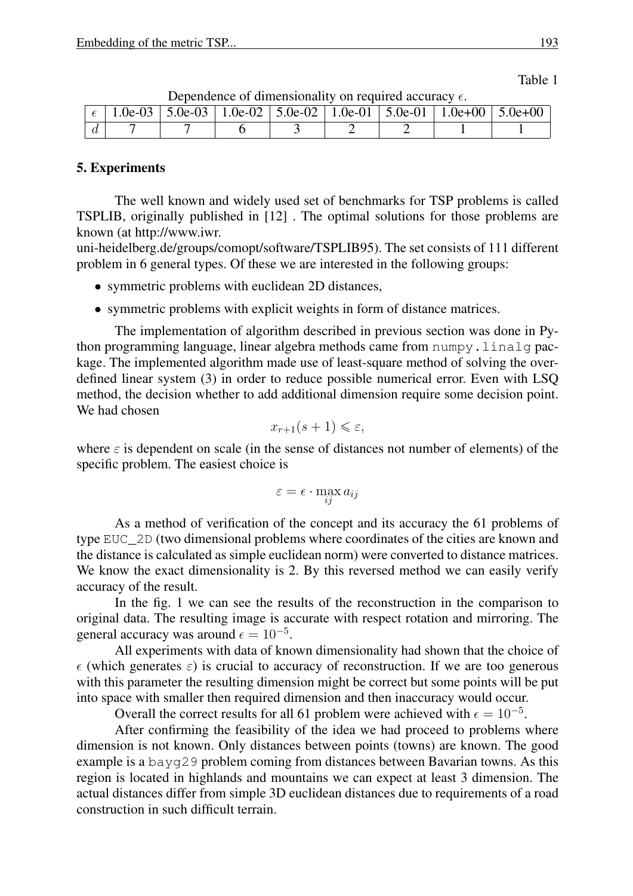Table 1

Dependence of dimensionality on required accuracy $\epsilon$.

| $\epsilon$ | 1.0e-03 | 5.0e-03 | 1.0e-02 | 5.0e-02 | 1.0e-01 | 5.0e-01 | 1.0e+00 | 5.0e+00 |
|---|---|---|---|---|---|---|---|---|
| $d$ | 7 | 7 | 6 | 3 | 2 | 2 | 1 | 1 |

## 5. Experiments

The well known and widely used set of benchmarks for TSP problems is called TSPLIB, originally published in [12] . The optimal solutions for those problems are known (at http://www.iwr.uni-heidelberg.de/groups/comopt/software/TSPLIB95). The set consists of 111 different problem in 6 general types. Of these we are interested in the following groups:

- symmetric problems with euclidean 2D distances,
- symmetric problems with explicit weights in form of distance matrices.

The implementation of algorithm described in previous section was done in Python programming language, linear algebra methods came from `numpy.linalg` package. The implemented algorithm made use of least-square method of solving the overdefined linear system (3) in order to reduce possible numerical error. Even with LSQ method, the decision whether to add additional dimension require some decision point. We had chosen

$$x_{r+1}(s+1) \leqslant \varepsilon,$$

where $\varepsilon$ is dependent on scale (in the sense of distances not number of elements) of the specific problem. The easiest choice is

$$\varepsilon = \epsilon \cdot \max_{ij} a_{ij}$$

As a method of verification of the concept and its accuracy the 61 problems of type `EUC_2D` (two dimensional problems where coordinates of the cities are known and the distance is calculated as simple euclidean norm) were converted to distance matrices. We know the exact dimensionality is 2. By this reversed method we can easily verify accuracy of the result.

In the fig. 1 we can see the results of the reconstruction in the comparison to original data. The resulting image is accurate with respect rotation and mirroring. The general accuracy was around $\epsilon = 10^{-5}$.

All experiments with data of known dimensionality had shown that the choice of $\epsilon$ (which generates $\varepsilon$) is crucial to accuracy of reconstruction. If we are too generous with this parameter the resulting dimension might be correct but some points will be put into space with smaller then required dimension and then inaccuracy would occur.

Overall the correct results for all 61 problem were achieved with $\epsilon = 10^{-5}$.

After confirming the feasibility of the idea we had proceed to problems where dimension is not known. Only distances between points (towns) are known. The good example is a `bayg29` problem coming from distances between Bavarian towns. As this region is located in highlands and mountains we can expect at least 3 dimension. The actual distances differ from simple 3D euclidean distances due to requirements of a road construction in such difficult terrain.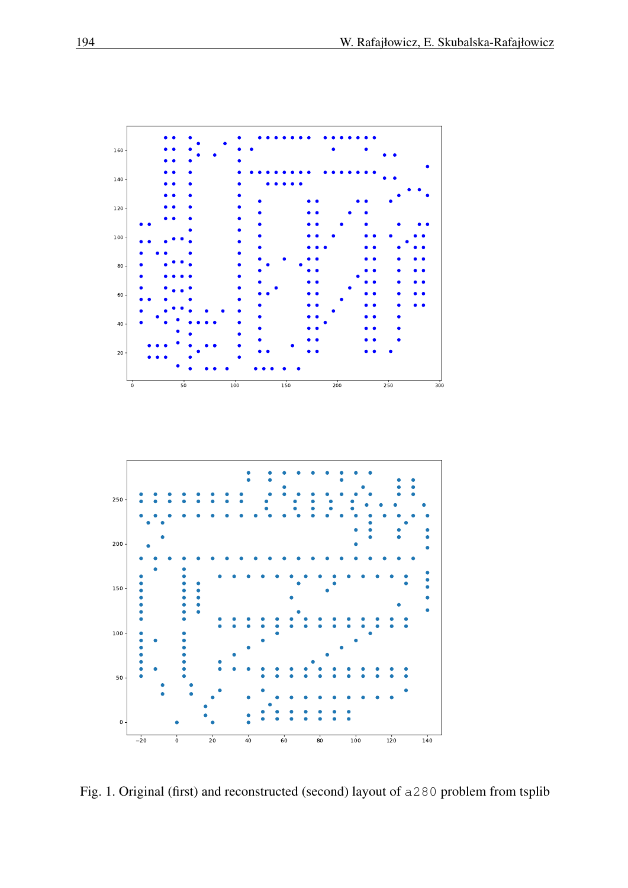Fig. 1. Original (first) and reconstructed (second) layout of `a280` problem from tsplib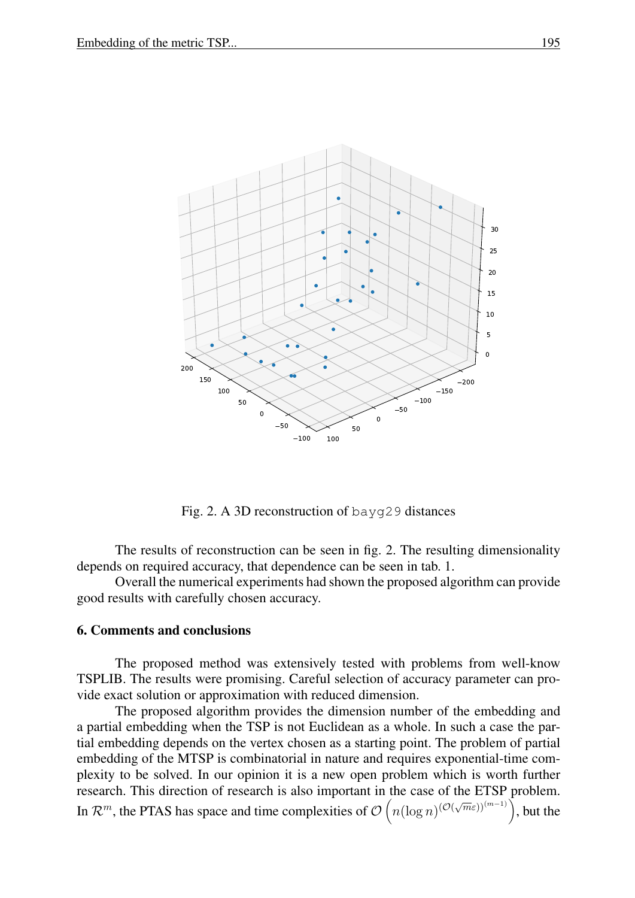Fig. 2. A 3D reconstruction of `bayg29` distances

The results of reconstruction can be seen in fig. 2. The resulting dimensionality depends on required accuracy, that dependence can be seen in tab. 1.

Overall the numerical experiments had shown the proposed algorithm can provide good results with carefully chosen accuracy.

### 6. Comments and conclusions

The proposed method was extensively tested with problems from well-know TSPLIB. The results were promising. Careful selection of accuracy parameter can provide exact solution or approximation with reduced dimension.

The proposed algorithm provides the dimension number of the embedding and a partial embedding when the TSP is not Euclidean as a whole. In such a case the partial embedding depends on the vertex chosen as a starting point. The problem of partial embedding of the MTSP is combinatorial in nature and requires exponential-time complexity to be solved. In our opinion it is a new open problem which is worth further research. This direction of research is also important in the case of the ETSP problem. In $\mathcal{R}^m$, the PTAS has space and time complexities of $\mathcal{O}\left(n(\log n)^{(\mathcal{O}(\sqrt{m}\varepsilon))^{(m-1)}}\right)$, but the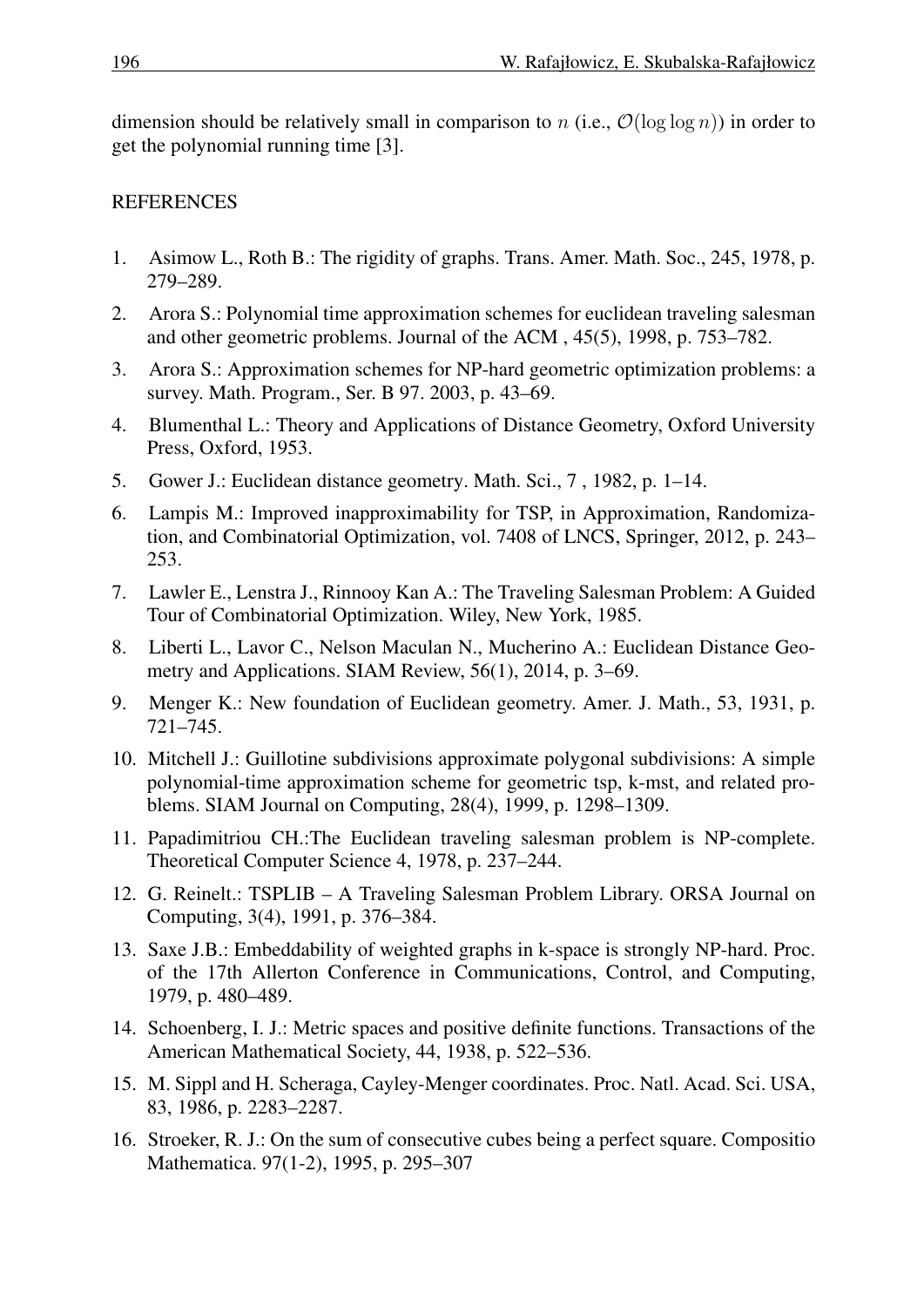dimension should be relatively small in comparison to $n$ (i.e., $\mathcal{O}(\log \log n)$) in order to get the polynomial running time [3].

## REFERENCES

1. Asimow L., Roth B.: The rigidity of graphs. Trans. Amer. Math. Soc., 245, 1978, p. 279–289.
2. Arora S.: Polynomial time approximation schemes for euclidean traveling salesman and other geometric problems. Journal of the ACM , 45(5), 1998, p. 753–782.
3. Arora S.: Approximation schemes for NP-hard geometric optimization problems: a survey. Math. Program., Ser. B 97. 2003, p. 43–69.
4. Blumenthal L.: Theory and Applications of Distance Geometry, Oxford University Press, Oxford, 1953.
5. Gower J.: Euclidean distance geometry. Math. Sci., 7 , 1982, p. 1–14.
6. Lampis M.: Improved inapproximability for TSP, in Approximation, Randomization, and Combinatorial Optimization, vol. 7408 of LNCS, Springer, 2012, p. 243–253.
7. Lawler E., Lenstra J., Rinnooy Kan A.: The Traveling Salesman Problem: A Guided Tour of Combinatorial Optimization. Wiley, New York, 1985.
8. Liberti L., Lavor C., Nelson Maculan N., Mucherino A.: Euclidean Distance Geometry and Applications. SIAM Review, 56(1), 2014, p. 3–69.
9. Menger K.: New foundation of Euclidean geometry. Amer. J. Math., 53, 1931, p. 721–745.
10. Mitchell J.: Guillotine subdivisions approximate polygonal subdivisions: A simple polynomial-time approximation scheme for geometric tsp, k-mst, and related problems. SIAM Journal on Computing, 28(4), 1999, p. 1298–1309.
11. Papadimitriou CH.:The Euclidean traveling salesman problem is NP-complete. Theoretical Computer Science 4, 1978, p. 237–244.
12. G. Reinelt.: TSPLIB – A Traveling Salesman Problem Library. ORSA Journal on Computing, 3(4), 1991, p. 376–384.
13. Saxe J.B.: Embeddability of weighted graphs in k-space is strongly NP-hard. Proc. of the 17th Allerton Conference in Communications, Control, and Computing, 1979, p. 480–489.
14. Schoenberg, I. J.: Metric spaces and positive definite functions. Transactions of the American Mathematical Society, 44, 1938, p. 522–536.
15. M. Sippl and H. Scheraga, Cayley-Menger coordinates. Proc. Natl. Acad. Sci. USA, 83, 1986, p. 2283–2287.
16. Stroeker, R. J.: On the sum of consecutive cubes being a perfect square. Compositio Mathematica. 97(1-2), 1995, p. 295–307